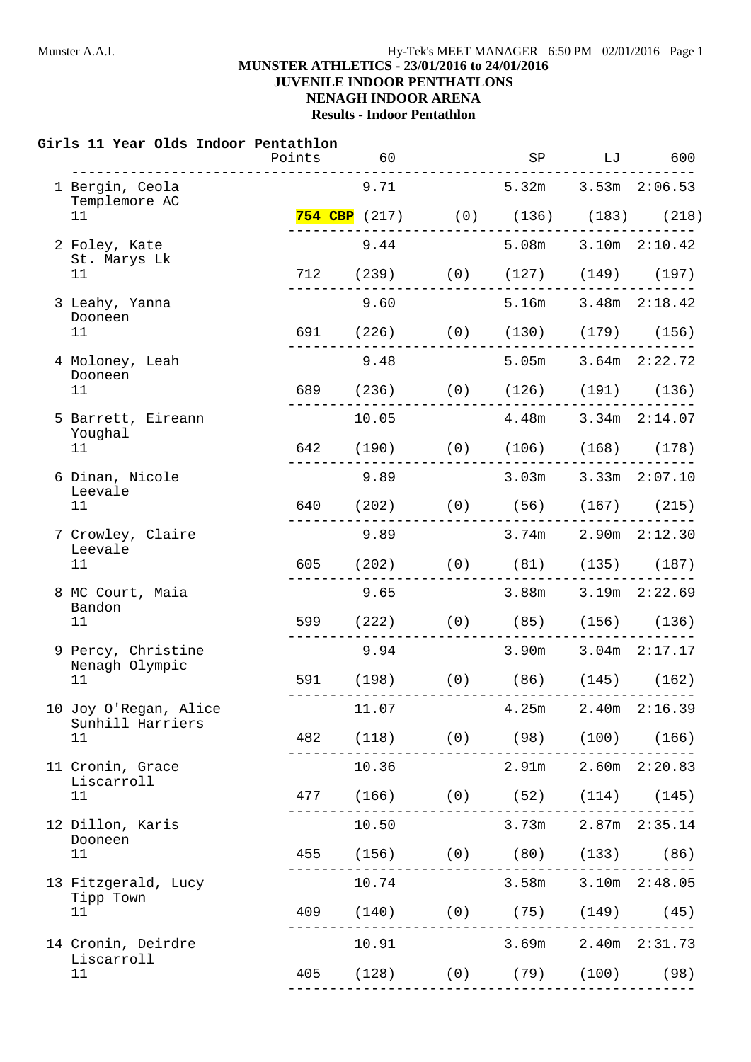**MUNSTER ATHLETICS - 23/01/2016 to 24/01/2016**
**JUVENILE INDOOR PENTHATLONS**
**NENAGH INDOOR ARENA**
**Results - Indoor Pentathlon**

### Girls 11 Year Olds Indoor Pentathlon

| Place | Name / Club / Age | Points | 60 | | SP | LJ | 600 |
|---|---|---|---|---|---|---|---|
| 1 | Bergin, Ceola<br>Templemore AC<br>11 | **754 CBP** | 9.71<br>(217) | (0) | 5.32m<br>(136) | 3.53m<br>(183) | 2:06.53<br>(218) |
| 2 | Foley, Kate<br>St. Marys Lk<br>11 | 712 | 9.44<br>(239) | (0) | 5.08m<br>(127) | 3.10m<br>(149) | 2:10.42<br>(197) |
| 3 | Leahy, Yanna<br>Dooneen<br>11 | 691 | 9.60<br>(226) | (0) | 5.16m<br>(130) | 3.48m<br>(179) | 2:18.42<br>(156) |
| 4 | Moloney, Leah<br>Dooneen<br>11 | 689 | 9.48<br>(236) | (0) | 5.05m<br>(126) | 3.64m<br>(191) | 2:22.72<br>(136) |
| 5 | Barrett, Eireann<br>Youghal<br>11 | 642 | 10.05<br>(190) | (0) | 4.48m<br>(106) | 3.34m<br>(168) | 2:14.07<br>(178) |
| 6 | Dinan, Nicole<br>Leevale<br>11 | 640 | 9.89<br>(202) | (0) | 3.03m<br>(56) | 3.33m<br>(167) | 2:07.10<br>(215) |
| 7 | Crowley, Claire<br>Leevale<br>11 | 605 | 9.89<br>(202) | (0) | 3.74m<br>(81) | 2.90m<br>(135) | 2:12.30<br>(187) |
| 8 | MC Court, Maia<br>Bandon<br>11 | 599 | 9.65<br>(222) | (0) | 3.88m<br>(85) | 3.19m<br>(156) | 2:22.69<br>(136) |
| 9 | Percy, Christine<br>Nenagh Olympic<br>11 | 591 | 9.94<br>(198) | (0) | 3.90m<br>(86) | 3.04m<br>(145) | 2:17.17<br>(162) |
| 10 | Joy O'Regan, Alice<br>Sunhill Harriers<br>11 | 482 | 11.07<br>(118) | (0) | 4.25m<br>(98) | 2.40m<br>(100) | 2:16.39<br>(166) |
| 11 | Cronin, Grace<br>Liscarroll<br>11 | 477 | 10.36<br>(166) | (0) | 2.91m<br>(52) | 2.60m<br>(114) | 2:20.83<br>(145) |
| 12 | Dillon, Karis<br>Dooneen<br>11 | 455 | 10.50<br>(156) | (0) | 3.73m<br>(80) | 2.87m<br>(133) | 2:35.14<br>(86) |
| 13 | Fitzgerald, Lucy<br>Tipp Town<br>11 | 409 | 10.74<br>(140) | (0) | 3.58m<br>(75) | 3.10m<br>(149) | 2:48.05<br>(45) |
| 14 | Cronin, Deirdre<br>Liscarroll<br>11 | 405 | 10.91<br>(128) | (0) | 3.69m<br>(79) | 2.40m<br>(100) | 2:31.73<br>(98) |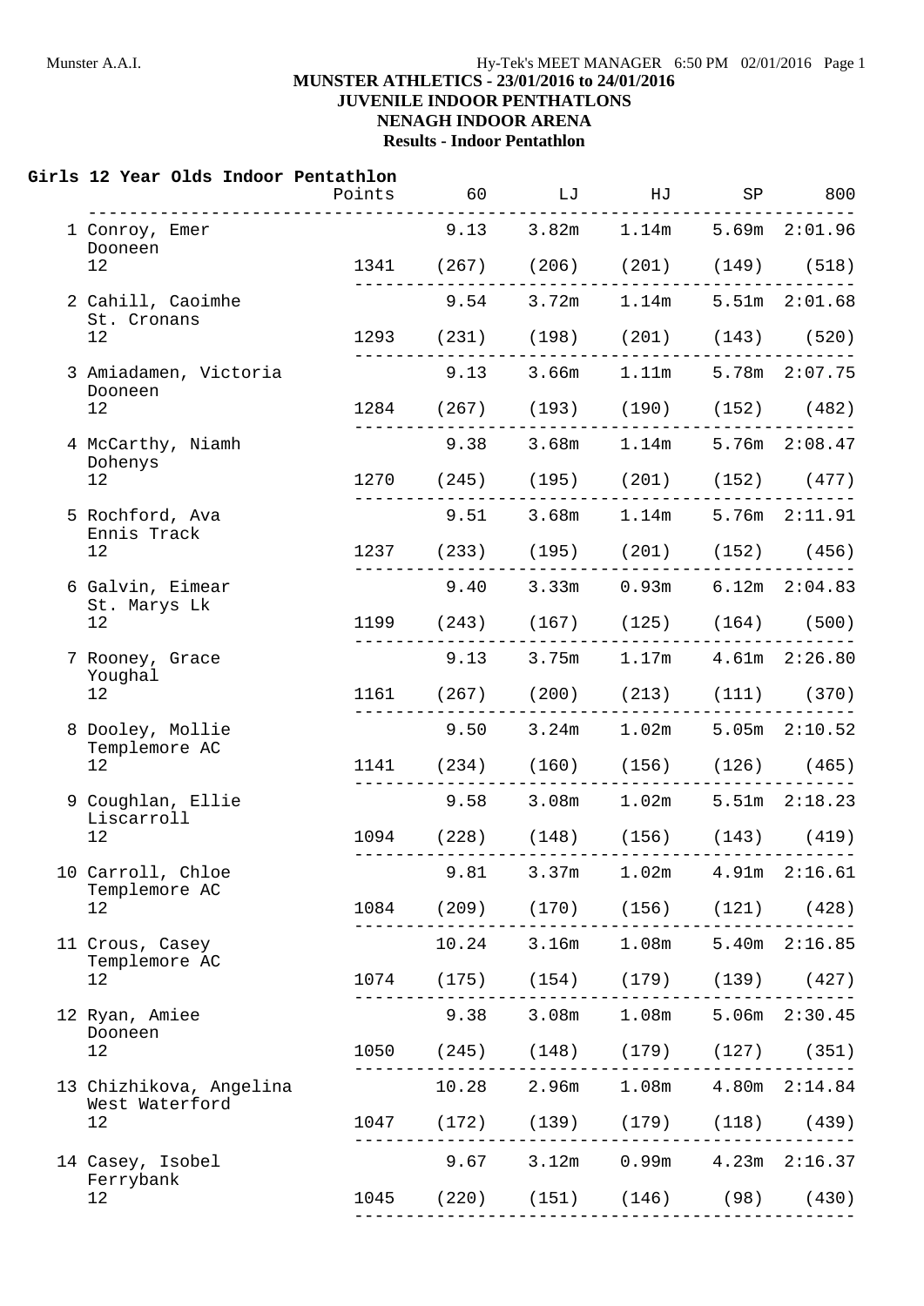**MUNSTER ATHLETICS - 23/01/2016 to 24/01/2016**
**JUVENILE INDOOR PENTHATLONS**
**NENAGH INDOOR ARENA**
**Results - Indoor Pentathlon**

### Girls 12 Year Olds Indoor Pentathlon

| Place | Name | Club | Age | Points | 60 | LJ | HJ | SP | 800 |
|---|---|---|---|---|---|---|---|---|---|
| 1 | Conroy, Emer | Dooneen | 12 | 1341 | 9.13 (267) | 3.82m (206) | 1.14m (201) | 5.69m (149) | 2:01.96 (518) |
| 2 | Cahill, Caoimhe | St. Cronans | 12 | 1293 | 9.54 (231) | 3.72m (198) | 1.14m (201) | 5.51m (143) | 2:01.68 (520) |
| 3 | Amiadamen, Victoria | Dooneen | 12 | 1284 | 9.13 (267) | 3.66m (193) | 1.11m (190) | 5.78m (152) | 2:07.75 (482) |
| 4 | McCarthy, Niamh | Dohenys | 12 | 1270 | 9.38 (245) | 3.68m (195) | 1.14m (201) | 5.76m (152) | 2:08.47 (477) |
| 5 | Rochford, Ava | Ennis Track | 12 | 1237 | 9.51 (233) | 3.68m (195) | 1.14m (201) | 5.76m (152) | 2:11.91 (456) |
| 6 | Galvin, Eimear | St. Marys Lk | 12 | 1199 | 9.40 (243) | 3.33m (167) | 0.93m (125) | 6.12m (164) | 2:04.83 (500) |
| 7 | Rooney, Grace | Youghal | 12 | 1161 | 9.13 (267) | 3.75m (200) | 1.17m (213) | 4.61m (111) | 2:26.80 (370) |
| 8 | Dooley, Mollie | Templemore AC | 12 | 1141 | 9.50 (234) | 3.24m (160) | 1.02m (156) | 5.05m (126) | 2:10.52 (465) |
| 9 | Coughlan, Ellie | Liscarroll | 12 | 1094 | 9.58 (228) | 3.08m (148) | 1.02m (156) | 5.51m (143) | 2:18.23 (419) |
| 10 | Carroll, Chloe | Templemore AC | 12 | 1084 | 9.81 (209) | 3.37m (170) | 1.02m (156) | 4.91m (121) | 2:16.61 (428) |
| 11 | Crous, Casey | Templemore AC | 12 | 1074 | 10.24 (175) | 3.16m (154) | 1.08m (179) | 5.40m (139) | 2:16.85 (427) |
| 12 | Ryan, Amiee | Dooneen | 12 | 1050 | 9.38 (245) | 3.08m (148) | 1.08m (179) | 5.06m (127) | 2:30.45 (351) |
| 13 | Chizhikova, Angelina | West Waterford | 12 | 1047 | 10.28 (172) | 2.96m (139) | 1.08m (179) | 4.80m (118) | 2:14.84 (439) |
| 14 | Casey, Isobel | Ferrybank | 12 | 1045 | 9.67 (220) | 3.12m (151) | 0.99m (146) | 4.23m (98) | 2:16.37 (430) |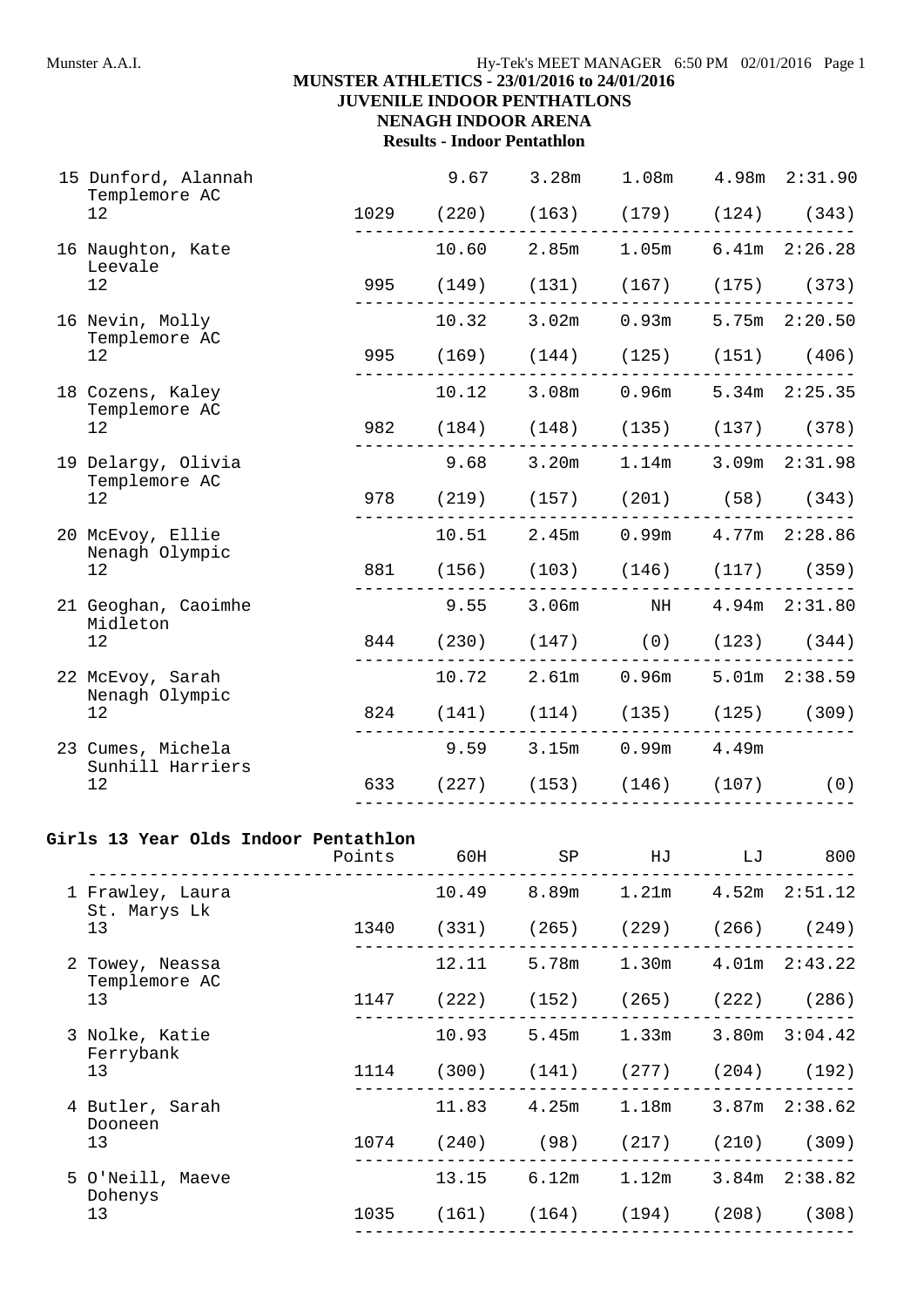# MUNSTER ATHLETICS - 23/01/2016 to 24/01/2016
## JUVENILE INDOOR PENTHATLONS
## NENAGH INDOOR ARENA
### Results - Indoor Pentathlon

| Place | Name / Club / Age | Points | 60H | SP | HJ | LJ | 800 |
|---|---|---|---|---|---|---|---|
| 15 | Dunford, Alannah, Templemore AC, 12 | 1029 | 9.67 (220) | 3.28m (163) | 1.08m (179) | 4.98m (124) | 2:31.90 (343) |
| 16 | Naughton, Kate, Leevale, 12 | 995 | 10.60 (149) | 2.85m (131) | 1.05m (167) | 6.41m (175) | 2:26.28 (373) |
| 16 | Nevin, Molly, Templemore AC, 12 | 995 | 10.32 (169) | 3.02m (144) | 0.93m (125) | 5.75m (151) | 2:20.50 (406) |
| 18 | Cozens, Kaley, Templemore AC, 12 | 982 | 10.12 (184) | 3.08m (148) | 0.96m (135) | 5.34m (137) | 2:25.35 (378) |
| 19 | Delargy, Olivia, Templemore AC, 12 | 978 | 9.68 (219) | 3.20m (157) | 1.14m (201) | 3.09m (58) | 2:31.98 (343) |
| 20 | McEvoy, Ellie, Nenagh Olympic, 12 | 881 | 10.51 (156) | 2.45m (103) | 0.99m (146) | 4.77m (117) | 2:28.86 (359) |
| 21 | Geoghan, Caoimhe, Midleton, 12 | 844 | 9.55 (230) | 3.06m (147) | NH (0) | 4.94m (123) | 2:31.80 (344) |
| 22 | McEvoy, Sarah, Nenagh Olympic, 12 | 824 | 10.72 (141) | 2.61m (114) | 0.96m (135) | 5.01m (125) | 2:38.59 (309) |
| 23 | Cumes, Michela, Sunhill Harriers, 12 | 633 | 9.59 (227) | 3.15m (153) | 0.99m (146) | 4.49m (107) | (0) |

**Girls 13 Year Olds Indoor Pentathlon**

| Place | Name / Club / Age | Points | 60H | SP | HJ | LJ | 800 |
|---|---|---|---|---|---|---|---|
| 1 | Frawley, Laura, St. Marys Lk, 13 | 1340 | 10.49 (331) | 8.89m (265) | 1.21m (229) | 4.52m (266) | 2:51.12 (249) |
| 2 | Towey, Neassa, Templemore AC, 13 | 1147 | 12.11 (222) | 5.78m (152) | 1.30m (265) | 4.01m (222) | 2:43.22 (286) |
| 3 | Nolke, Katie, Ferrybank, 13 | 1114 | 10.93 (300) | 5.45m (141) | 1.33m (277) | 3.80m (204) | 3:04.42 (192) |
| 4 | Butler, Sarah, Dooneen, 13 | 1074 | 11.83 (240) | 4.25m (98) | 1.18m (217) | 3.87m (210) | 2:38.62 (309) |
| 5 | O'Neill, Maeve, Dohenys, 13 | 1035 | 13.15 (161) | 6.12m (164) | 1.12m (194) | 3.84m (208) | 2:38.82 (308) |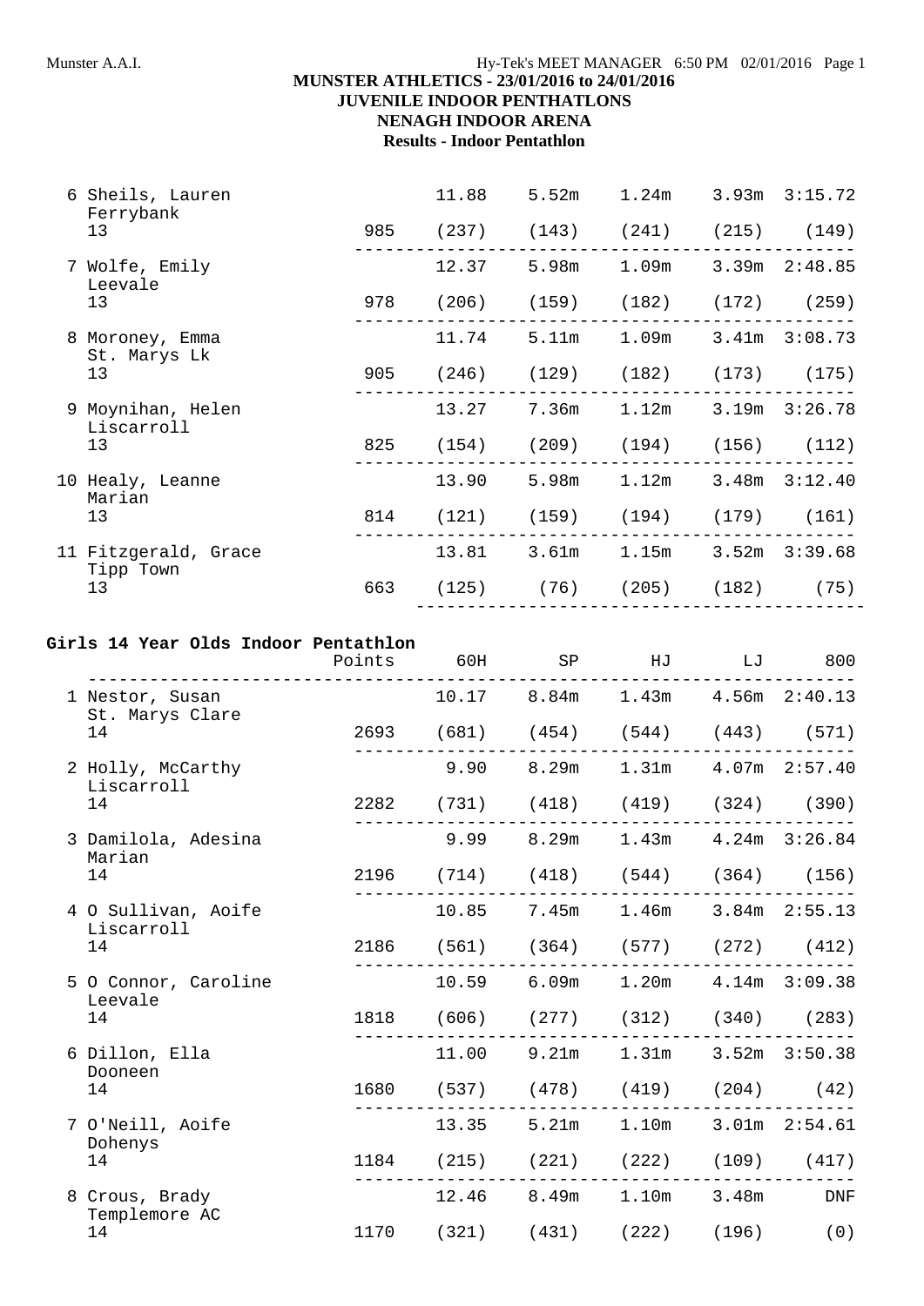**MUNSTER ATHLETICS - 23/01/2016 to 24/01/2016**
**JUVENILE INDOOR PENTHATLONS**
**NENAGH INDOOR ARENA**
**Results - Indoor Pentathlon**

| | Points | 60H | SP | HJ | LJ | 800 |
|---|---|---|---|---|---|---|
| 6 Sheils, Lauren<br>Ferrybank<br>13 | 985 | 11.88<br>(237) | 5.52m<br>(143) | 1.24m<br>(241) | 3.93m<br>(215) | 3:15.72<br>(149) |
| 7 Wolfe, Emily<br>Leevale<br>13 | 978 | 12.37<br>(206) | 5.98m<br>(159) | 1.09m<br>(182) | 3.39m<br>(172) | 2:48.85<br>(259) |
| 8 Moroney, Emma<br>St. Marys Lk<br>13 | 905 | 11.74<br>(246) | 5.11m<br>(129) | 1.09m<br>(182) | 3.41m<br>(173) | 3:08.73<br>(175) |
| 9 Moynihan, Helen<br>Liscarroll<br>13 | 825 | 13.27<br>(154) | 7.36m<br>(209) | 1.12m<br>(194) | 3.19m<br>(156) | 3:26.78<br>(112) |
| 10 Healy, Leanne<br>Marian<br>13 | 814 | 13.90<br>(121) | 5.98m<br>(159) | 1.12m<br>(194) | 3.48m<br>(179) | 3:12.40<br>(161) |
| 11 Fitzgerald, Grace<br>Tipp Town<br>13 | 663 | 13.81<br>(125) | 3.61m<br>(76) | 1.15m<br>(205) | 3.52m<br>(182) | 3:39.68<br>(75) |

**Girls 14 Year Olds Indoor Pentathlon**

| | Points | 60H | SP | HJ | LJ | 800 |
|---|---|---|---|---|---|---|
| 1 Nestor, Susan<br>St. Marys Clare<br>14 | 2693 | 10.17<br>(681) | 8.84m<br>(454) | 1.43m<br>(544) | 4.56m<br>(443) | 2:40.13<br>(571) |
| 2 Holly, McCarthy<br>Liscarroll<br>14 | 2282 | 9.90<br>(731) | 8.29m<br>(418) | 1.31m<br>(419) | 4.07m<br>(324) | 2:57.40<br>(390) |
| 3 Damilola, Adesina<br>Marian<br>14 | 2196 | 9.99<br>(714) | 8.29m<br>(418) | 1.43m<br>(544) | 4.24m<br>(364) | 3:26.84<br>(156) |
| 4 O Sullivan, Aoife<br>Liscarroll<br>14 | 2186 | 10.85<br>(561) | 7.45m<br>(364) | 1.46m<br>(577) | 3.84m<br>(272) | 2:55.13<br>(412) |
| 5 O Connor, Caroline<br>Leevale<br>14 | 1818 | 10.59<br>(606) | 6.09m<br>(277) | 1.20m<br>(312) | 4.14m<br>(340) | 3:09.38<br>(283) |
| 6 Dillon, Ella<br>Dooneen<br>14 | 1680 | 11.00<br>(537) | 9.21m<br>(478) | 1.31m<br>(419) | 3.52m<br>(204) | 3:50.38<br>(42) |
| 7 O'Neill, Aoife<br>Dohenys<br>14 | 1184 | 13.35<br>(215) | 5.21m<br>(221) | 1.10m<br>(222) | 3.01m<br>(109) | 2:54.61<br>(417) |
| 8 Crous, Brady<br>Templemore AC<br>14 | 1170 | 12.46<br>(321) | 8.49m<br>(431) | 1.10m<br>(222) | 3.48m<br>(196) | DNF<br>(0) |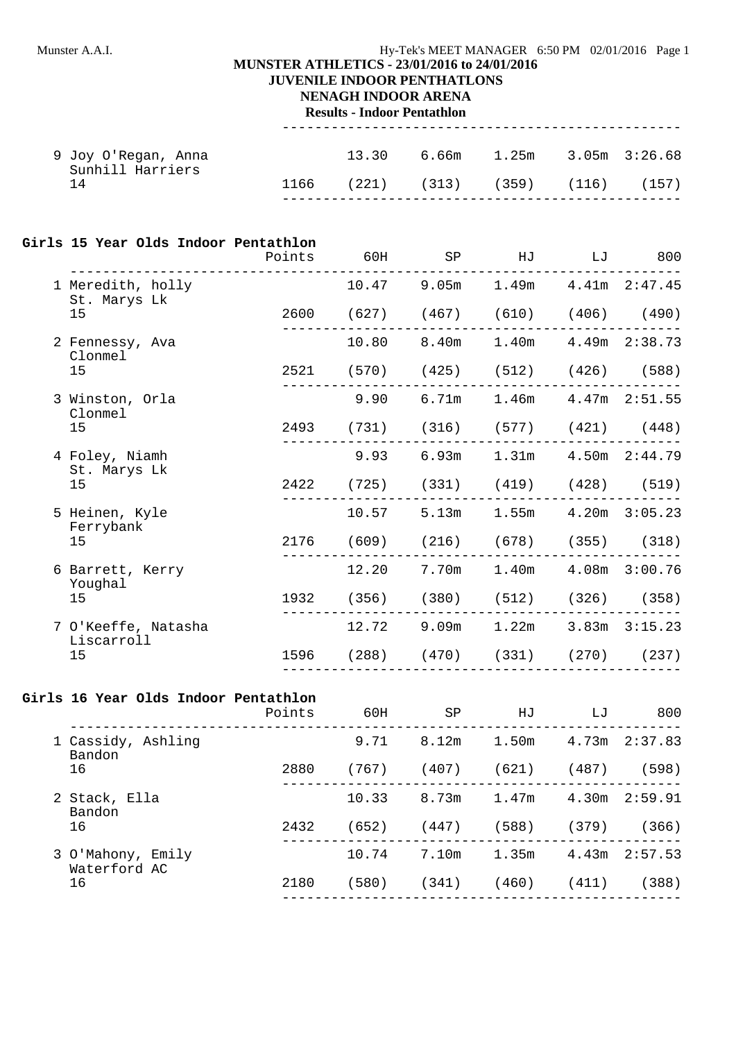**MUNSTER ATHLETICS - 23/01/2016 to 24/01/2016**
**JUVENILE INDOOR PENTHATLONS**
**NENAGH INDOOR ARENA**
**Results - Indoor Pentathlon**

| | Points | 60H | SP | HJ | LJ | 800 |
|---|---|---|---|---|---|---|
| 9 Joy O'Regan, Anna<br>Sunhill Harriers<br>14 | 1166 | 13.30<br>(221) | 6.66m<br>(313) | 1.25m<br>(359) | 3.05m<br>(116) | 3:26.68<br>(157) |

## Girls 15 Year Olds Indoor Pentathlon

| | Points | 60H | SP | HJ | LJ | 800 |
|---|---|---|---|---|---|---|
| 1 Meredith, holly<br>St. Marys Lk<br>15 | 2600 | 10.47<br>(627) | 9.05m<br>(467) | 1.49m<br>(610) | 4.41m<br>(406) | 2:47.45<br>(490) |
| 2 Fennessy, Ava<br>Clonmel<br>15 | 2521 | 10.80<br>(570) | 8.40m<br>(425) | 1.40m<br>(512) | 4.49m<br>(426) | 2:38.73<br>(588) |
| 3 Winston, Orla<br>Clonmel<br>15 | 2493 | 9.90<br>(731) | 6.71m<br>(316) | 1.46m<br>(577) | 4.47m<br>(421) | 2:51.55<br>(448) |
| 4 Foley, Niamh<br>St. Marys Lk<br>15 | 2422 | 9.93<br>(725) | 6.93m<br>(331) | 1.31m<br>(419) | 4.50m<br>(428) | 2:44.79<br>(519) |
| 5 Heinen, Kyle<br>Ferrybank<br>15 | 2176 | 10.57<br>(609) | 5.13m<br>(216) | 1.55m<br>(678) | 4.20m<br>(355) | 3:05.23<br>(318) |
| 6 Barrett, Kerry<br>Youghal<br>15 | 1932 | 12.20<br>(356) | 7.70m<br>(380) | 1.40m<br>(512) | 4.08m<br>(326) | 3:00.76<br>(358) |
| 7 O'Keeffe, Natasha<br>Liscarroll<br>15 | 1596 | 12.72<br>(288) | 9.09m<br>(470) | 1.22m<br>(331) | 3.83m<br>(270) | 3:15.23<br>(237) |

## Girls 16 Year Olds Indoor Pentathlon

| | Points | 60H | SP | HJ | LJ | 800 |
|---|---|---|---|---|---|---|
| 1 Cassidy, Ashling<br>Bandon<br>16 | 2880 | 9.71<br>(767) | 8.12m<br>(407) | 1.50m<br>(621) | 4.73m<br>(487) | 2:37.83<br>(598) |
| 2 Stack, Ella<br>Bandon<br>16 | 2432 | 10.33<br>(652) | 8.73m<br>(447) | 1.47m<br>(588) | 4.30m<br>(379) | 2:59.91<br>(366) |
| 3 O'Mahony, Emily<br>Waterford AC<br>16 | 2180 | 10.74<br>(580) | 7.10m<br>(341) | 1.35m<br>(460) | 4.43m<br>(411) | 2:57.53<br>(388) |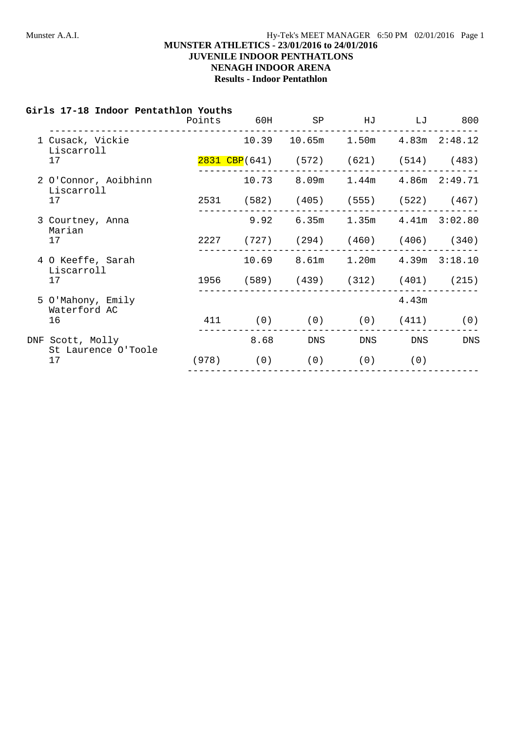**MUNSTER ATHLETICS - 23/01/2016 to 24/01/2016**
**JUVENILE INDOOR PENTHATLONS**
**NENAGH INDOOR ARENA**
**Results - Indoor Pentathlon**

### Girls 17-18 Indoor Pentathlon Youths

| | Points | 60H | SP | HJ | LJ | 800 |
|---|---|---|---|---|---|---|
| 1 Cusack, Vickie | | 10.39 | 10.65m | 1.50m | 4.83m | 2:48.12 |
| Liscarroll | | | | | | |
| 17 | 2831 CBP | (641) | (572) | (621) | (514) | (483) |
| 2 O'Connor, Aoibhinn | | 10.73 | 8.09m | 1.44m | 4.86m | 2:49.71 |
| Liscarroll | | | | | | |
| 17 | 2531 | (582) | (405) | (555) | (522) | (467) |
| 3 Courtney, Anna | | 9.92 | 6.35m | 1.35m | 4.41m | 3:02.80 |
| Marian | | | | | | |
| 17 | 2227 | (727) | (294) | (460) | (406) | (340) |
| 4 O Keeffe, Sarah | | 10.69 | 8.61m | 1.20m | 4.39m | 3:18.10 |
| Liscarroll | | | | | | |
| 17 | 1956 | (589) | (439) | (312) | (401) | (215) |
| 5 O'Mahony, Emily | | | | | 4.43m | |
| Waterford AC | | | | | | |
| 16 | 411 | (0) | (0) | (0) | (411) | (0) |
| DNF Scott, Molly | | 8.68 | DNS | DNS | DNS | DNS |
| St Laurence O'Toole | | | | | | |
| 17 | (978) | (0) | (0) | (0) | (0) | |